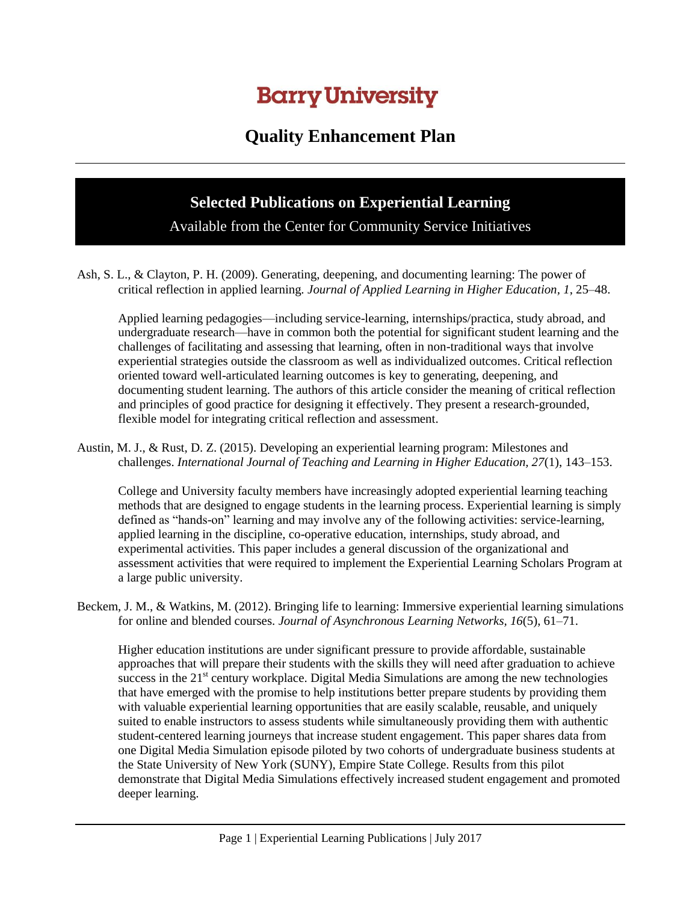# Barry University

## Quality Enhancement Plan

### Selected Publications on Experiential Learning

Available from the Center for Community Service Initiatives

Ash, S. L., & Clayton, P. H. (2009). Generating, deepening, and documenting learning: The power of critical reflection in applied learning. *Journal of Applied Learning in Higher Education*, *1*, 25–48.

Applied learning pedagogies—including service-learning, internships/practica, study abroad, and undergraduate research—have in common both the potential for significant student learning and the challenges of facilitating and assessing that learning, often in non-traditional ways that involve experiential strategies outside the classroom as well as individualized outcomes. Critical reflection oriented toward well-articulated learning outcomes is key to generating, deepening, and documenting student learning. The authors of this article consider the meaning of critical reflection and principles of good practice for designing it effectively. They present a research-grounded, flexible model for integrating critical reflection and assessment.

Austin, M. J., & Rust, D. Z. (2015). Developing an experiential learning program: Milestones and challenges. *International Journal of Teaching and Learning in Higher Education, 27*(1), 143–153.

College and University faculty members have increasingly adopted experiential learning teaching methods that are designed to engage students in the learning process. Experiential learning is simply defined as "hands-on" learning and may involve any of the following activities: service-learning, applied learning in the discipline, co-operative education, internships, study abroad, and experimental activities. This paper includes a general discussion of the organizational and assessment activities that were required to implement the Experiential Learning Scholars Program at a large public university.

Beckem, J. M., & Watkins, M. (2012). Bringing life to learning: Immersive experiential learning simulations for online and blended courses. *Journal of Asynchronous Learning Networks, 16*(5), 61–71.

Higher education institutions are under significant pressure to provide affordable, sustainable approaches that will prepare their students with the skills they will need after graduation to achieve success in the 21st century workplace. Digital Media Simulations are among the new technologies that have emerged with the promise to help institutions better prepare students by providing them with valuable experiential learning opportunities that are easily scalable, reusable, and uniquely suited to enable instructors to assess students while simultaneously providing them with authentic student-centered learning journeys that increase student engagement. This paper shares data from one Digital Media Simulation episode piloted by two cohorts of undergraduate business students at the State University of New York (SUNY), Empire State College. Results from this pilot demonstrate that Digital Media Simulations effectively increased student engagement and promoted deeper learning.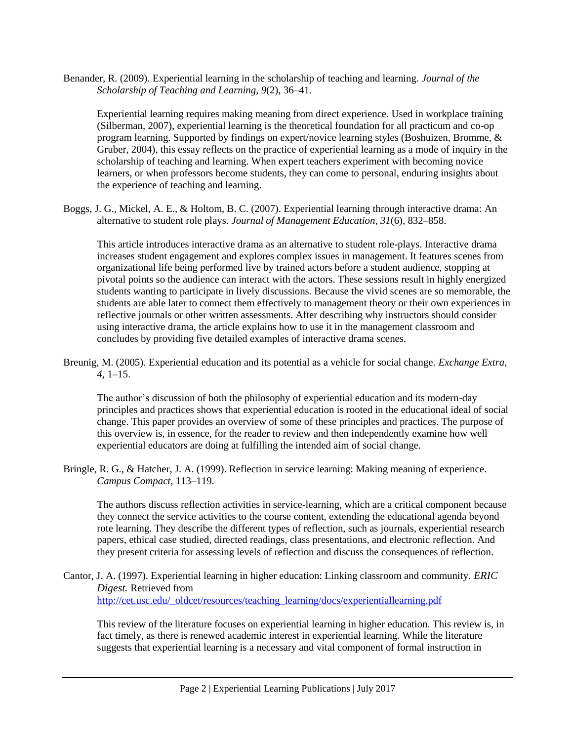Benander, R. (2009). Experiential learning in the scholarship of teaching and learning. *Journal of the Scholarship of Teaching and Learning, 9*(2), 36–41.

Experiential learning requires making meaning from direct experience. Used in workplace training (Silberman, 2007), experiential learning is the theoretical foundation for all practicum and co-op program learning. Supported by findings on expert/novice learning styles (Boshuizen, Bromme, & Gruber, 2004), this essay reflects on the practice of experiential learning as a mode of inquiry in the scholarship of teaching and learning. When expert teachers experiment with becoming novice learners, or when professors become students, they can come to personal, enduring insights about the experience of teaching and learning.

Boggs, J. G., Mickel, A. E., & Holtom, B. C. (2007). Experiential learning through interactive drama: An alternative to student role plays. *Journal of Management Education, 31*(6), 832–858.

This article introduces interactive drama as an alternative to student role-plays. Interactive drama increases student engagement and explores complex issues in management. It features scenes from organizational life being performed live by trained actors before a student audience, stopping at pivotal points so the audience can interact with the actors. These sessions result in highly energized students wanting to participate in lively discussions. Because the vivid scenes are so memorable, the students are able later to connect them effectively to management theory or their own experiences in reflective journals or other written assessments. After describing why instructors should consider using interactive drama, the article explains how to use it in the management classroom and concludes by providing five detailed examples of interactive drama scenes.

Breunig, M. (2005). Experiential education and its potential as a vehicle for social change. *Exchange Extra, 4*, 1–15.

The author's discussion of both the philosophy of experiential education and its modern-day principles and practices shows that experiential education is rooted in the educational ideal of social change. This paper provides an overview of some of these principles and practices. The purpose of this overview is, in essence, for the reader to review and then independently examine how well experiential educators are doing at fulfilling the intended aim of social change.

Bringle, R. G., & Hatcher, J. A. (1999). Reflection in service learning: Making meaning of experience. *Campus Compact*, 113–119.

The authors discuss reflection activities in service-learning, which are a critical component because they connect the service activities to the course content, extending the educational agenda beyond rote learning. They describe the different types of reflection, such as journals, experiential research papers, ethical case studied, directed readings, class presentations, and electronic reflection. And they present criteria for assessing levels of reflection and discuss the consequences of reflection.

Cantor, J. A. (1997). Experiential learning in higher education: Linking classroom and community. *ERIC Digest.* Retrieved from http://cet.usc.edu/_oldcet/resources/teaching_learning/docs/experientiallearning.pdf

This review of the literature focuses on experiential learning in higher education. This review is, in fact timely, as there is renewed academic interest in experiential learning. While the literature suggests that experiential learning is a necessary and vital component of formal instruction in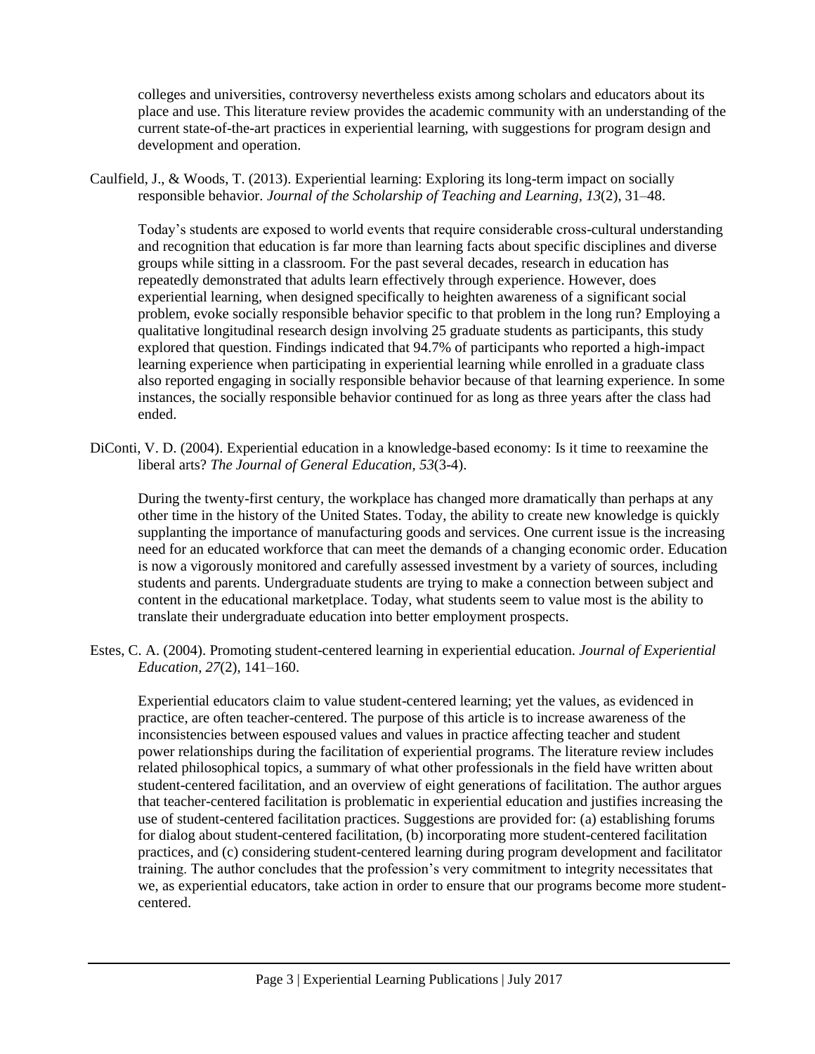colleges and universities, controversy nevertheless exists among scholars and educators about its place and use. This literature review provides the academic community with an understanding of the current state-of-the-art practices in experiential learning, with suggestions for program design and development and operation.

Caulfield, J., & Woods, T. (2013). Experiential learning: Exploring its long-term impact on socially responsible behavior. *Journal of the Scholarship of Teaching and Learning, 13*(2), 31–48.

Today's students are exposed to world events that require considerable cross-cultural understanding and recognition that education is far more than learning facts about specific disciplines and diverse groups while sitting in a classroom. For the past several decades, research in education has repeatedly demonstrated that adults learn effectively through experience. However, does experiential learning, when designed specifically to heighten awareness of a significant social problem, evoke socially responsible behavior specific to that problem in the long run? Employing a qualitative longitudinal research design involving 25 graduate students as participants, this study explored that question. Findings indicated that 94.7% of participants who reported a high-impact learning experience when participating in experiential learning while enrolled in a graduate class also reported engaging in socially responsible behavior because of that learning experience. In some instances, the socially responsible behavior continued for as long as three years after the class had ended.

DiConti, V. D. (2004). Experiential education in a knowledge-based economy: Is it time to reexamine the liberal arts? *The Journal of General Education, 53*(3-4).

During the twenty-first century, the workplace has changed more dramatically than perhaps at any other time in the history of the United States. Today, the ability to create new knowledge is quickly supplanting the importance of manufacturing goods and services. One current issue is the increasing need for an educated workforce that can meet the demands of a changing economic order. Education is now a vigorously monitored and carefully assessed investment by a variety of sources, including students and parents. Undergraduate students are trying to make a connection between subject and content in the educational marketplace. Today, what students seem to value most is the ability to translate their undergraduate education into better employment prospects.

Estes, C. A. (2004). Promoting student-centered learning in experiential education. *Journal of Experiential Education, 27*(2), 141–160.

Experiential educators claim to value student-centered learning; yet the values, as evidenced in practice, are often teacher-centered. The purpose of this article is to increase awareness of the inconsistencies between espoused values and values in practice affecting teacher and student power relationships during the facilitation of experiential programs. The literature review includes related philosophical topics, a summary of what other professionals in the field have written about student-centered facilitation, and an overview of eight generations of facilitation. The author argues that teacher-centered facilitation is problematic in experiential education and justifies increasing the use of student-centered facilitation practices. Suggestions are provided for: (a) establishing forums for dialog about student-centered facilitation, (b) incorporating more student-centered facilitation practices, and (c) considering student-centered learning during program development and facilitator training. The author concludes that the profession's very commitment to integrity necessitates that we, as experiential educators, take action in order to ensure that our programs become more student-centered.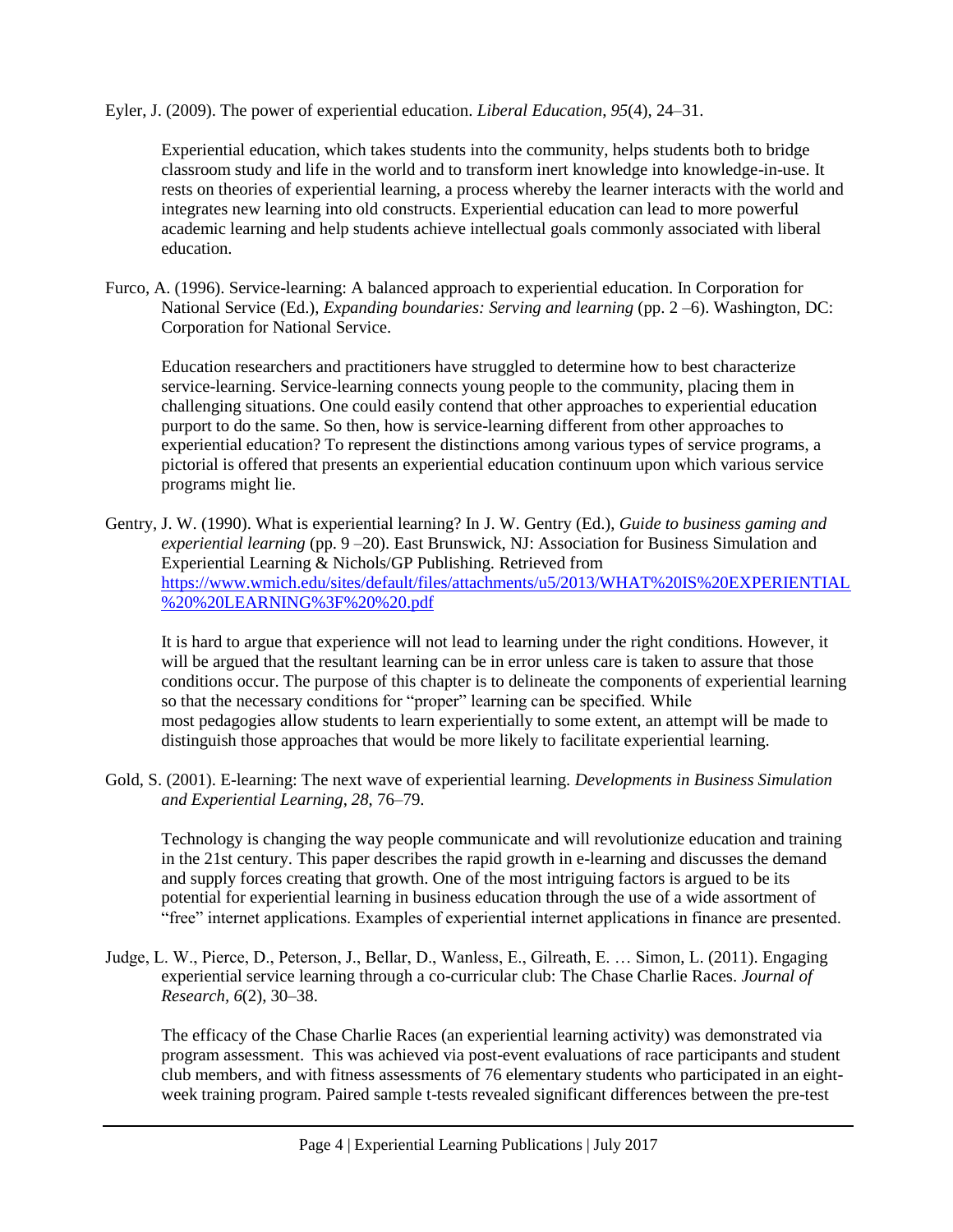Eyler, J. (2009). The power of experiential education. *Liberal Education*, *95*(4), 24–31.

> Experiential education, which takes students into the community, helps students both to bridge classroom study and life in the world and to transform inert knowledge into knowledge-in-use. It rests on theories of experiential learning, a process whereby the learner interacts with the world and integrates new learning into old constructs. Experiential education can lead to more powerful academic learning and help students achieve intellectual goals commonly associated with liberal education.

Furco, A. (1996). Service-learning: A balanced approach to experiential education. In Corporation for National Service (Ed.), *Expanding boundaries: Serving and learning* (pp. 2 –6). Washington, DC: Corporation for National Service.

> Education researchers and practitioners have struggled to determine how to best characterize service-learning. Service-learning connects young people to the community, placing them in challenging situations. One could easily contend that other approaches to experiential education purport to do the same. So then, how is service-learning different from other approaches to experiential education? To represent the distinctions among various types of service programs, a pictorial is offered that presents an experiential education continuum upon which various service programs might lie.

Gentry, J. W. (1990). What is experiential learning? In J. W. Gentry (Ed.), *Guide to business gaming and experiential learning* (pp. 9 –20). East Brunswick, NJ: Association for Business Simulation and Experiential Learning & Nichols/GP Publishing. Retrieved from https://www.wmich.edu/sites/default/files/attachments/u5/2013/WHAT%20IS%20EXPERIENTIAL%20%20LEARNING%3F%20%20.pdf

> It is hard to argue that experience will not lead to learning under the right conditions. However, it will be argued that the resultant learning can be in error unless care is taken to assure that those conditions occur. The purpose of this chapter is to delineate the components of experiential learning so that the necessary conditions for "proper" learning can be specified. While most pedagogies allow students to learn experientially to some extent, an attempt will be made to distinguish those approaches that would be more likely to facilitate experiential learning.

Gold, S. (2001). E-learning: The next wave of experiential learning. *Developments in Business Simulation and Experiential Learning*, *28*, 76–79.

> Technology is changing the way people communicate and will revolutionize education and training in the 21st century. This paper describes the rapid growth in e-learning and discusses the demand and supply forces creating that growth. One of the most intriguing factors is argued to be its potential for experiential learning in business education through the use of a wide assortment of "free" internet applications. Examples of experiential internet applications in finance are presented.

Judge, L. W., Pierce, D., Peterson, J., Bellar, D., Wanless, E., Gilreath, E. … Simon, L. (2011). Engaging experiential service learning through a co-curricular club: The Chase Charlie Races. *Journal of Research*, *6*(2), 30–38.

> The efficacy of the Chase Charlie Races (an experiential learning activity) was demonstrated via program assessment. This was achieved via post-event evaluations of race participants and student club members, and with fitness assessments of 76 elementary students who participated in an eight-week training program. Paired sample t-tests revealed significant differences between the pre-test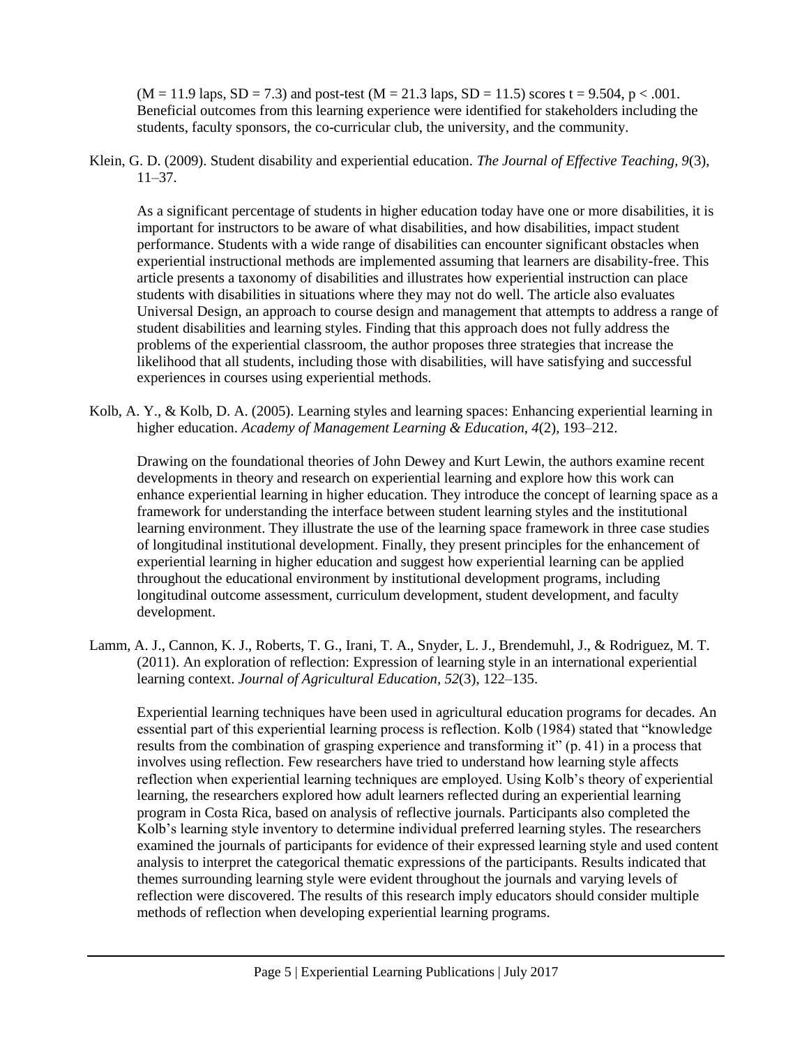($M = 11.9$ laps, $SD = 7.3$) and post-test ($M = 21.3$ laps, $SD = 11.5$) scores $t = 9.504$, $p < .001$. Beneficial outcomes from this learning experience were identified for stakeholders including the students, faculty sponsors, the co-curricular club, the university, and the community.

Klein, G. D. (2009). Student disability and experiential education. *The Journal of Effective Teaching, 9*(3), 11–37.

As a significant percentage of students in higher education today have one or more disabilities, it is important for instructors to be aware of what disabilities, and how disabilities, impact student performance. Students with a wide range of disabilities can encounter significant obstacles when experiential instructional methods are implemented assuming that learners are disability-free. This article presents a taxonomy of disabilities and illustrates how experiential instruction can place students with disabilities in situations where they may not do well. The article also evaluates Universal Design, an approach to course design and management that attempts to address a range of student disabilities and learning styles. Finding that this approach does not fully address the problems of the experiential classroom, the author proposes three strategies that increase the likelihood that all students, including those with disabilities, will have satisfying and successful experiences in courses using experiential methods.

Kolb, A. Y., & Kolb, D. A. (2005). Learning styles and learning spaces: Enhancing experiential learning in higher education. *Academy of Management Learning & Education, 4*(2), 193–212.

Drawing on the foundational theories of John Dewey and Kurt Lewin, the authors examine recent developments in theory and research on experiential learning and explore how this work can enhance experiential learning in higher education. They introduce the concept of learning space as a framework for understanding the interface between student learning styles and the institutional learning environment. They illustrate the use of the learning space framework in three case studies of longitudinal institutional development. Finally, they present principles for the enhancement of experiential learning in higher education and suggest how experiential learning can be applied throughout the educational environment by institutional development programs, including longitudinal outcome assessment, curriculum development, student development, and faculty development.

Lamm, A. J., Cannon, K. J., Roberts, T. G., Irani, T. A., Snyder, L. J., Brendemuhl, J., & Rodriguez, M. T. (2011). An exploration of reflection: Expression of learning style in an international experiential learning context. *Journal of Agricultural Education, 52*(3), 122–135.

Experiential learning techniques have been used in agricultural education programs for decades. An essential part of this experiential learning process is reflection. Kolb (1984) stated that "knowledge results from the combination of grasping experience and transforming it" (p. 41) in a process that involves using reflection. Few researchers have tried to understand how learning style affects reflection when experiential learning techniques are employed. Using Kolb's theory of experiential learning, the researchers explored how adult learners reflected during an experiential learning program in Costa Rica, based on analysis of reflective journals. Participants also completed the Kolb's learning style inventory to determine individual preferred learning styles. The researchers examined the journals of participants for evidence of their expressed learning style and used content analysis to interpret the categorical thematic expressions of the participants. Results indicated that themes surrounding learning style were evident throughout the journals and varying levels of reflection were discovered. The results of this research imply educators should consider multiple methods of reflection when developing experiential learning programs.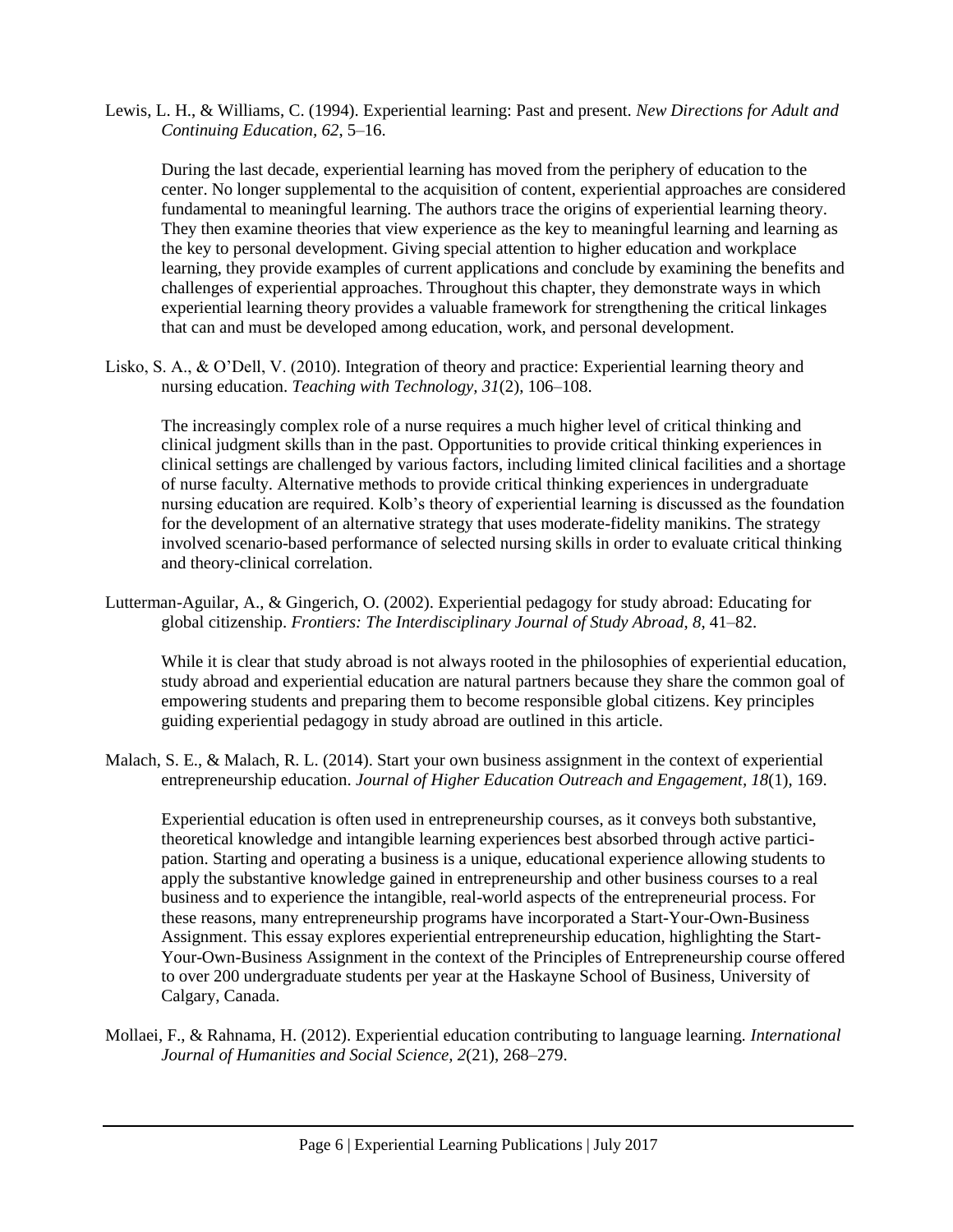Lewis, L. H., & Williams, C. (1994). Experiential learning: Past and present. *New Directions for Adult and Continuing Education*, *62*, 5–16.

During the last decade, experiential learning has moved from the periphery of education to the center. No longer supplemental to the acquisition of content, experiential approaches are considered fundamental to meaningful learning. The authors trace the origins of experiential learning theory. They then examine theories that view experience as the key to meaningful learning and learning as the key to personal development. Giving special attention to higher education and workplace learning, they provide examples of current applications and conclude by examining the benefits and challenges of experiential approaches. Throughout this chapter, they demonstrate ways in which experiential learning theory provides a valuable framework for strengthening the critical linkages that can and must be developed among education, work, and personal development.

Lisko, S. A., & O'Dell, V. (2010). Integration of theory and practice: Experiential learning theory and nursing education. *Teaching with Technology, 31*(2), 106–108.

The increasingly complex role of a nurse requires a much higher level of critical thinking and clinical judgment skills than in the past. Opportunities to provide critical thinking experiences in clinical settings are challenged by various factors, including limited clinical facilities and a shortage of nurse faculty. Alternative methods to provide critical thinking experiences in undergraduate nursing education are required. Kolb's theory of experiential learning is discussed as the foundation for the development of an alternative strategy that uses moderate-fidelity manikins. The strategy involved scenario-based performance of selected nursing skills in order to evaluate critical thinking and theory-clinical correlation.

Lutterman-Aguilar, A., & Gingerich, O. (2002). Experiential pedagogy for study abroad: Educating for global citizenship. *Frontiers: The Interdisciplinary Journal of Study Abroad*, *8*, 41–82.

While it is clear that study abroad is not always rooted in the philosophies of experiential education, study abroad and experiential education are natural partners because they share the common goal of empowering students and preparing them to become responsible global citizens. Key principles guiding experiential pedagogy in study abroad are outlined in this article.

Malach, S. E., & Malach, R. L. (2014). Start your own business assignment in the context of experiential entrepreneurship education. *Journal of Higher Education Outreach and Engagement*, *18*(1), 169.

Experiential education is often used in entrepreneurship courses, as it conveys both substantive, theoretical knowledge and intangible learning experiences best absorbed through active participation. Starting and operating a business is a unique, educational experience allowing students to apply the substantive knowledge gained in entrepreneurship and other business courses to a real business and to experience the intangible, real-world aspects of the entrepreneurial process. For these reasons, many entrepreneurship programs have incorporated a Start-Your-Own-Business Assignment. This essay explores experiential entrepreneurship education, highlighting the Start-Your-Own-Business Assignment in the context of the Principles of Entrepreneurship course offered to over 200 undergraduate students per year at the Haskayne School of Business, University of Calgary, Canada.

Mollaei, F., & Rahnama, H. (2012). Experiential education contributing to language learning. *International Journal of Humanities and Social Science, 2*(21), 268–279.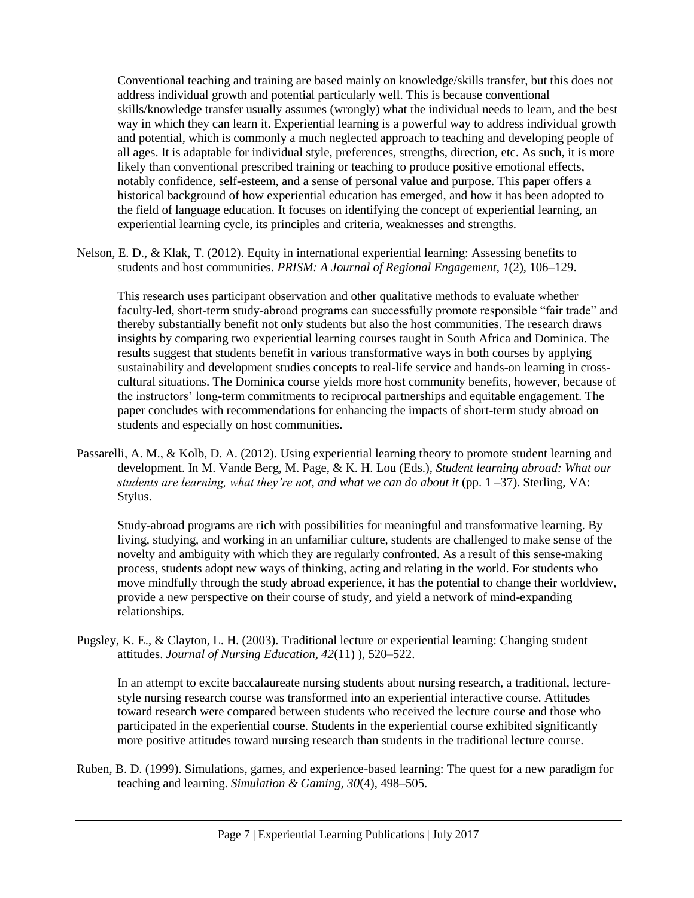Conventional teaching and training are based mainly on knowledge/skills transfer, but this does not address individual growth and potential particularly well. This is because conventional skills/knowledge transfer usually assumes (wrongly) what the individual needs to learn, and the best way in which they can learn it. Experiential learning is a powerful way to address individual growth and potential, which is commonly a much neglected approach to teaching and developing people of all ages. It is adaptable for individual style, preferences, strengths, direction, etc. As such, it is more likely than conventional prescribed training or teaching to produce positive emotional effects, notably confidence, self-esteem, and a sense of personal value and purpose. This paper offers a historical background of how experiential education has emerged, and how it has been adopted to the field of language education. It focuses on identifying the concept of experiential learning, an experiential learning cycle, its principles and criteria, weaknesses and strengths.

Nelson, E. D., & Klak, T. (2012). Equity in international experiential learning: Assessing benefits to students and host communities. *PRISM: A Journal of Regional Engagement*, *1*(2), 106–129.

This research uses participant observation and other qualitative methods to evaluate whether faculty-led, short-term study-abroad programs can successfully promote responsible "fair trade" and thereby substantially benefit not only students but also the host communities. The research draws insights by comparing two experiential learning courses taught in South Africa and Dominica. The results suggest that students benefit in various transformative ways in both courses by applying sustainability and development studies concepts to real-life service and hands-on learning in cross-cultural situations. The Dominica course yields more host community benefits, however, because of the instructors' long-term commitments to reciprocal partnerships and equitable engagement. The paper concludes with recommendations for enhancing the impacts of short-term study abroad on students and especially on host communities.

Passarelli, A. M., & Kolb, D. A. (2012). Using experiential learning theory to promote student learning and development. In M. Vande Berg, M. Page, & K. H. Lou (Eds.), *Student learning abroad: What our students are learning, what they're not, and what we can do about it* (pp. 1 –37). Sterling, VA: Stylus.

Study-abroad programs are rich with possibilities for meaningful and transformative learning. By living, studying, and working in an unfamiliar culture, students are challenged to make sense of the novelty and ambiguity with which they are regularly confronted. As a result of this sense-making process, students adopt new ways of thinking, acting and relating in the world. For students who move mindfully through the study abroad experience, it has the potential to change their worldview, provide a new perspective on their course of study, and yield a network of mind-expanding relationships.

Pugsley, K. E., & Clayton, L. H. (2003). Traditional lecture or experiential learning: Changing student attitudes. *Journal of Nursing Education*, *42*(11) ), 520–522.

In an attempt to excite baccalaureate nursing students about nursing research, a traditional, lecture-style nursing research course was transformed into an experiential interactive course. Attitudes toward research were compared between students who received the lecture course and those who participated in the experiential course. Students in the experiential course exhibited significantly more positive attitudes toward nursing research than students in the traditional lecture course.

Ruben, B. D. (1999). Simulations, games, and experience-based learning: The quest for a new paradigm for teaching and learning. *Simulation & Gaming, 30*(4), 498–505.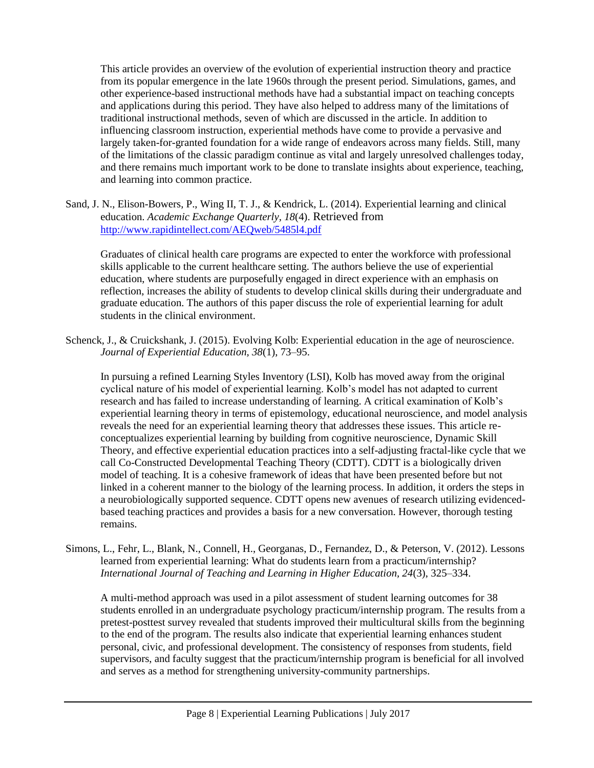This article provides an overview of the evolution of experiential instruction theory and practice from its popular emergence in the late 1960s through the present period. Simulations, games, and other experience-based instructional methods have had a substantial impact on teaching concepts and applications during this period. They have also helped to address many of the limitations of traditional instructional methods, seven of which are discussed in the article. In addition to influencing classroom instruction, experiential methods have come to provide a pervasive and largely taken-for-granted foundation for a wide range of endeavors across many fields. Still, many of the limitations of the classic paradigm continue as vital and largely unresolved challenges today, and there remains much important work to be done to translate insights about experience, teaching, and learning into common practice.

Sand, J. N., Elison-Bowers, P., Wing II, T. J., & Kendrick, L. (2014). Experiential learning and clinical education. *Academic Exchange Quarterly, 18*(4). Retrieved from http://www.rapidintellect.com/AEQweb/5485l4.pdf

Graduates of clinical health care programs are expected to enter the workforce with professional skills applicable to the current healthcare setting. The authors believe the use of experiential education, where students are purposefully engaged in direct experience with an emphasis on reflection, increases the ability of students to develop clinical skills during their undergraduate and graduate education. The authors of this paper discuss the role of experiential learning for adult students in the clinical environment.

Schenck, J., & Cruickshank, J. (2015). Evolving Kolb: Experiential education in the age of neuroscience. *Journal of Experiential Education, 38*(1), 73–95.

In pursuing a refined Learning Styles Inventory (LSI), Kolb has moved away from the original cyclical nature of his model of experiential learning. Kolb's model has not adapted to current research and has failed to increase understanding of learning. A critical examination of Kolb's experiential learning theory in terms of epistemology, educational neuroscience, and model analysis reveals the need for an experiential learning theory that addresses these issues. This article re-conceptualizes experiential learning by building from cognitive neuroscience, Dynamic Skill Theory, and effective experiential education practices into a self-adjusting fractal-like cycle that we call Co-Constructed Developmental Teaching Theory (CDTT). CDTT is a biologically driven model of teaching. It is a cohesive framework of ideas that have been presented before but not linked in a coherent manner to the biology of the learning process. In addition, it orders the steps in a neurobiologically supported sequence. CDTT opens new avenues of research utilizing evidenced-based teaching practices and provides a basis for a new conversation. However, thorough testing remains.

Simons, L., Fehr, L., Blank, N., Connell, H., Georganas, D., Fernandez, D., & Peterson, V. (2012). Lessons learned from experiential learning: What do students learn from a practicum/internship? *International Journal of Teaching and Learning in Higher Education, 24*(3), 325–334.

A multi-method approach was used in a pilot assessment of student learning outcomes for 38 students enrolled in an undergraduate psychology practicum/internship program. The results from a pretest-posttest survey revealed that students improved their multicultural skills from the beginning to the end of the program. The results also indicate that experiential learning enhances student personal, civic, and professional development. The consistency of responses from students, field supervisors, and faculty suggest that the practicum/internship program is beneficial for all involved and serves as a method for strengthening university-community partnerships.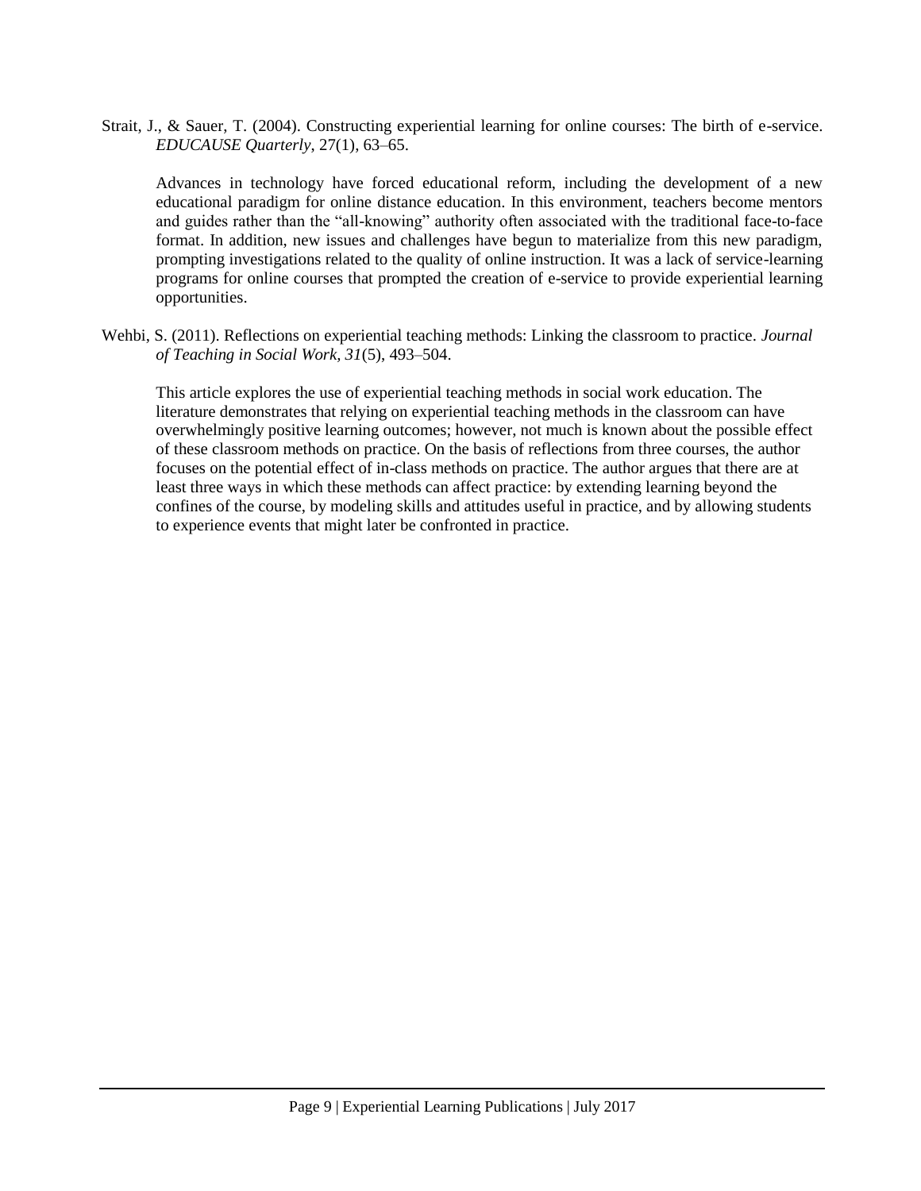Strait, J., & Sauer, T. (2004). Constructing experiential learning for online courses: The birth of e-service. *EDUCAUSE Quarterly*, 27(1), 63–65.

Advances in technology have forced educational reform, including the development of a new educational paradigm for online distance education. In this environment, teachers become mentors and guides rather than the "all-knowing" authority often associated with the traditional face-to-face format. In addition, new issues and challenges have begun to materialize from this new paradigm, prompting investigations related to the quality of online instruction. It was a lack of service-learning programs for online courses that prompted the creation of e-service to provide experiential learning opportunities.

Wehbi, S. (2011). Reflections on experiential teaching methods: Linking the classroom to practice. *Journal of Teaching in Social Work, 31*(5), 493–504.

This article explores the use of experiential teaching methods in social work education. The literature demonstrates that relying on experiential teaching methods in the classroom can have overwhelmingly positive learning outcomes; however, not much is known about the possible effect of these classroom methods on practice. On the basis of reflections from three courses, the author focuses on the potential effect of in-class methods on practice. The author argues that there are at least three ways in which these methods can affect practice: by extending learning beyond the confines of the course, by modeling skills and attitudes useful in practice, and by allowing students to experience events that might later be confronted in practice.